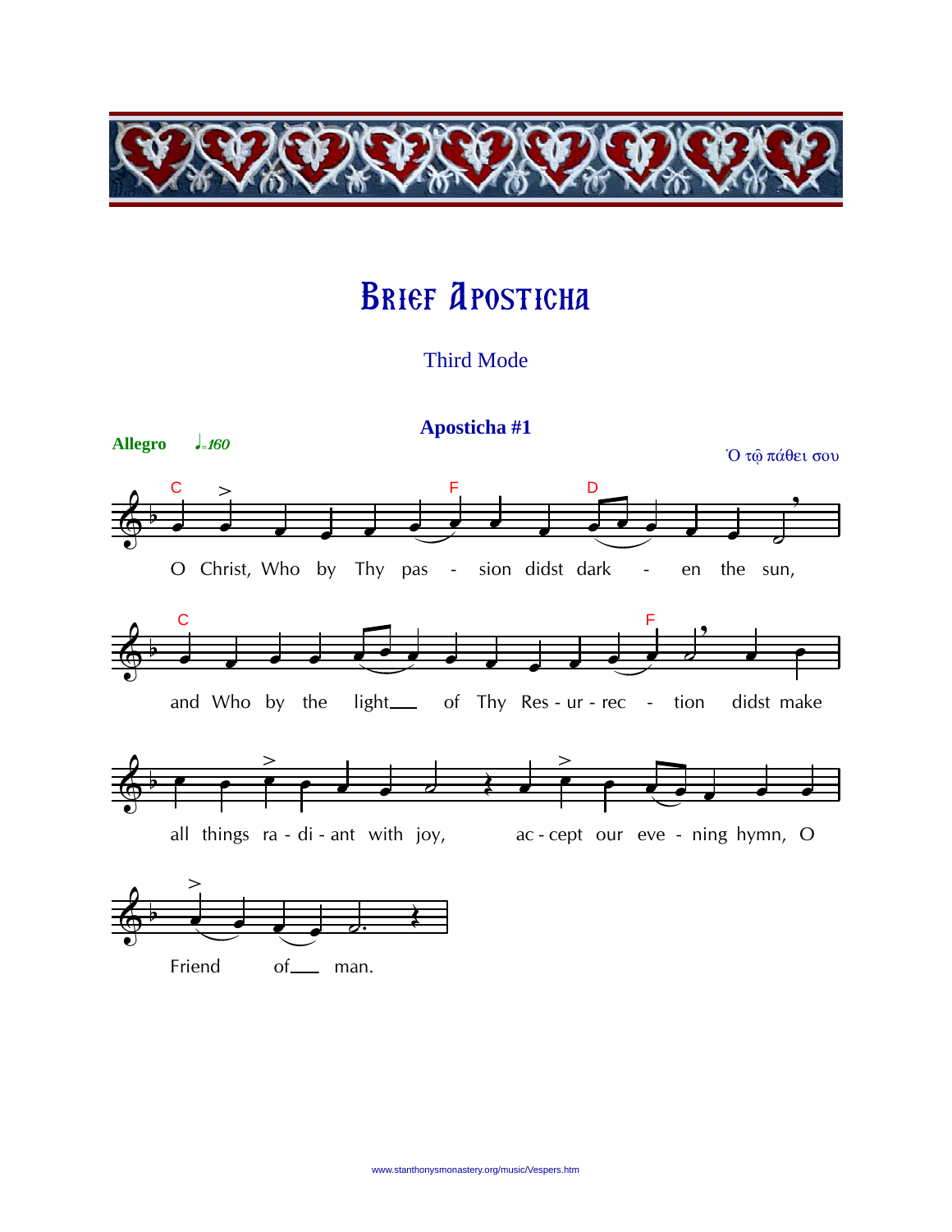# Brief Aposticha

Third Mode

## Aposticha #1

**Allegro** ♩=160

Ὁ τῷ πάθει σου

O Christ, Who by Thy passion didst darken the sun, and Who by the light of Thy Resurrection didst make all things radiant with joy, accept our evening hymn, O Friend of man.

www.stanthonysmonastery.org/music/Vespers.htm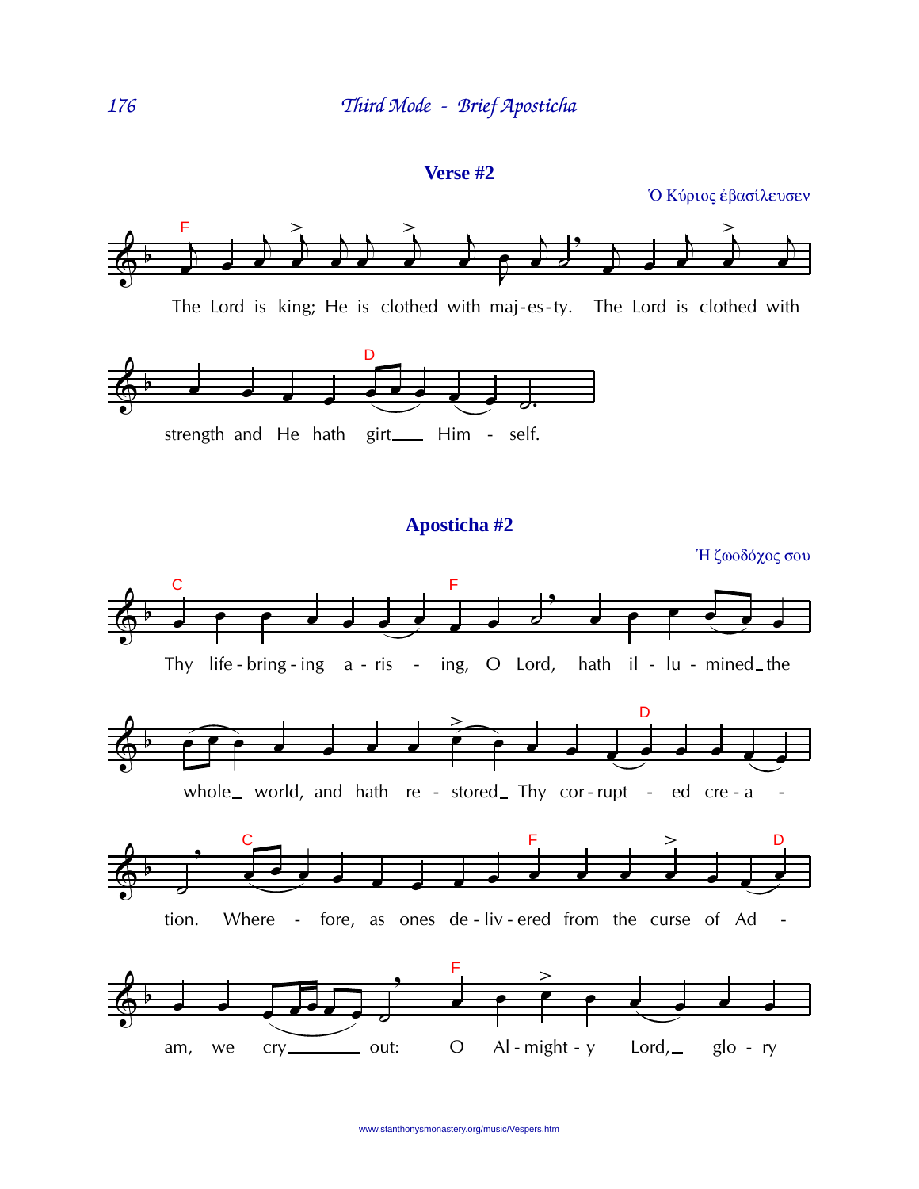## Verse #2

Ὁ Κύριος ἐβασίλευσεν

The Lord is king; He is clothed with maj-es-ty. The Lord is clothed with strength and He hath girt Him - self.

## Aposticha #2

Ἡ ζωοδόχος σου

Thy life-bring-ing a-ris - ing, O Lord, hath il-lu-mined the whole world, and hath re-stored Thy cor-rupt - ed cre-a - tion. Where - fore, as ones de-liv-ered from the curse of Ad - am, we cry out: O Al-might-y Lord, glo - ry

www.stanthonysmonastery.org/music/Vespers.htm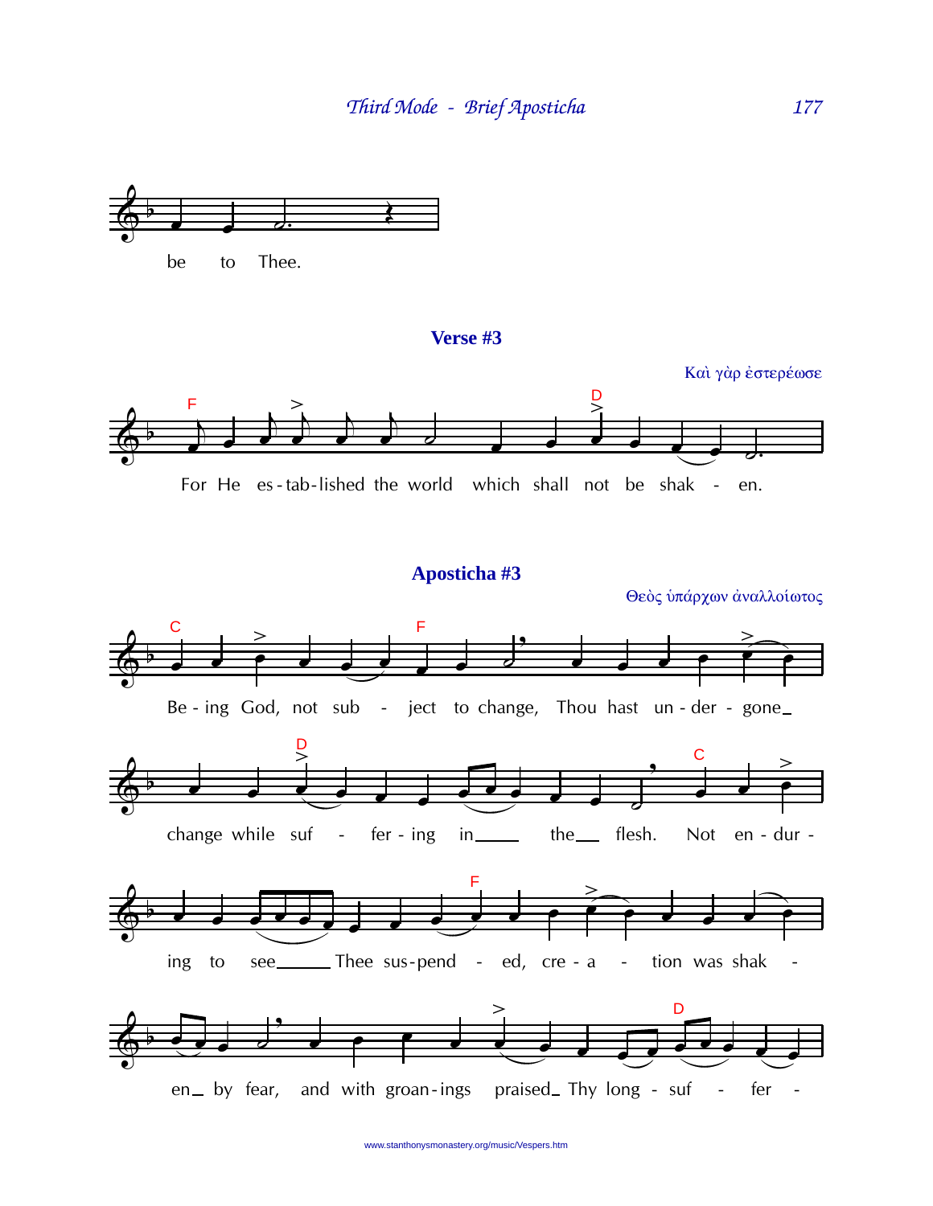be to Thee.

## Verse #3

Καὶ γὰρ ἐστερέωσε

For He es-tab-lished the world which shall not be shak - en.

## Aposticha #3

Θεὸς ὑπάρχων ἀναλλοίωτος

Be-ing God, not sub - ject to change, Thou hast un-der-gone change while suf - fer-ing in the flesh. Not en-dur-ing to see Thee sus-pend - ed, cre-a - tion was shak - en by fear, and with groan-ings praised Thy long - suf - fer -

www.stanthonysmonastery.org/music/Vespers.htm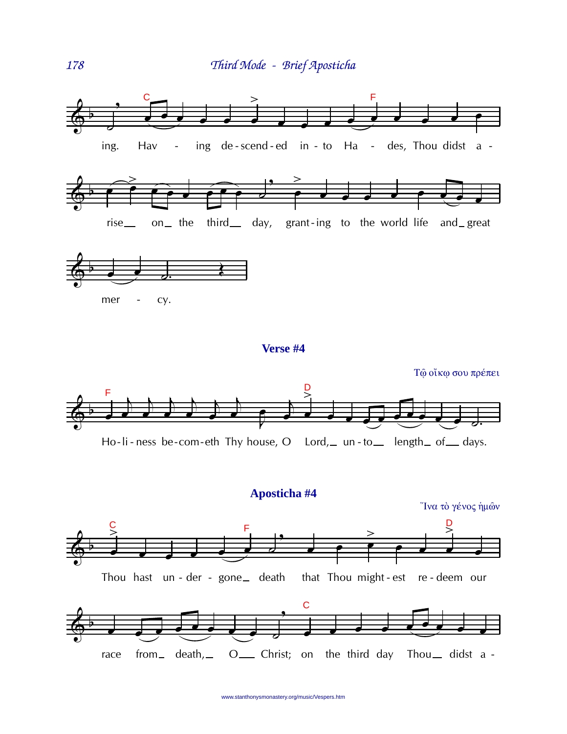ing. Hav - ing de-scend-ed in-to Ha - des, Thou didst a -

rise_ on_ the third_ day, grant-ing to the world life and_ great

mer - cy.

### Verse #4

Τῷ οἴκῳ σου πρέπει

Ho-li-ness be-com-eth Thy house, O Lord,_ un-to_ length_ of_ days.

### Aposticha #4

Ἵνα τὸ γένος ἡμῶν

Thou hast un-der-gone_ death that Thou might-est re-deem our

race from_ death,_ O_ Christ; on the third day Thou_ didst a -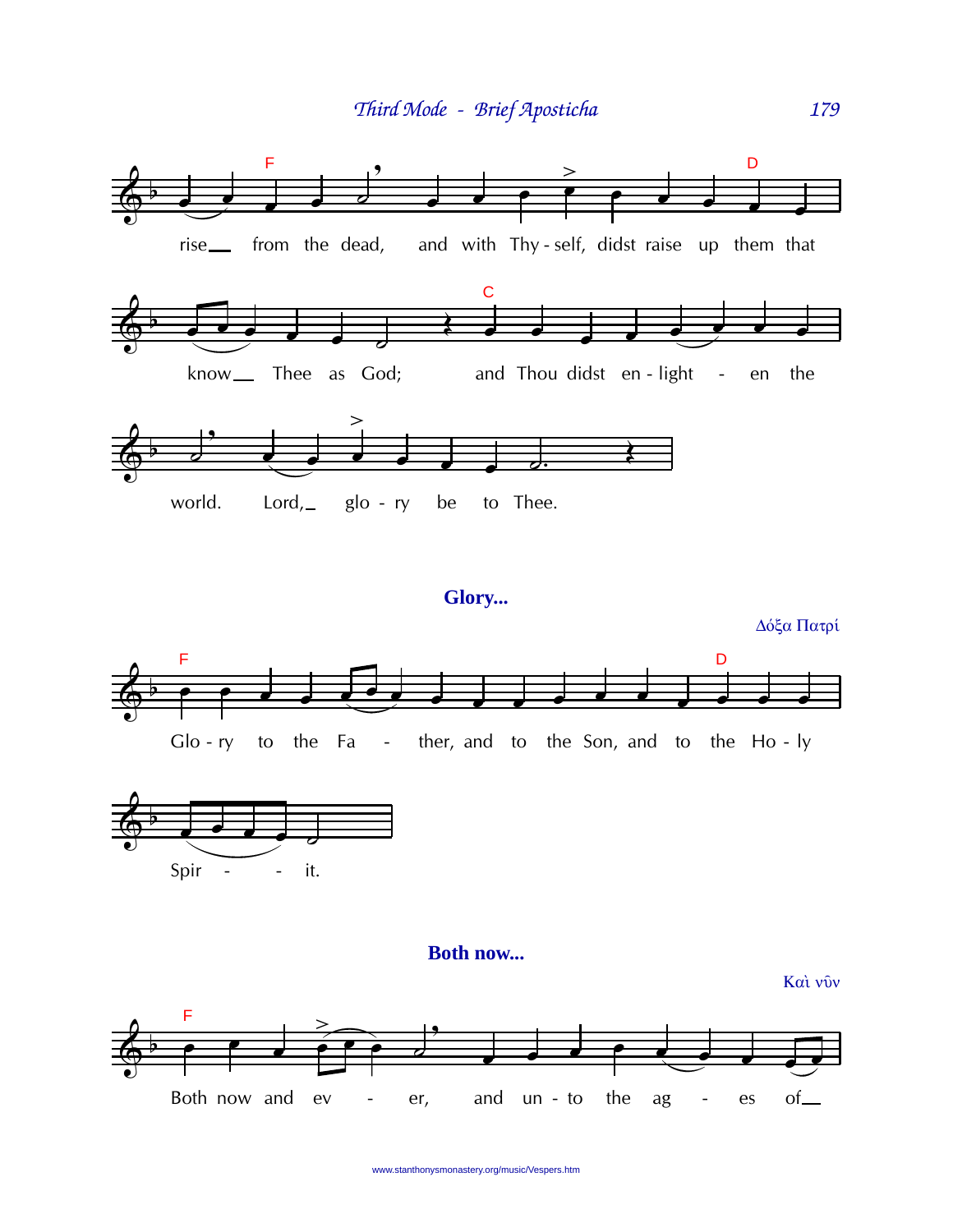rise from the dead, and with Thy-self, didst raise up them that know Thee as God; and Thou didst en-light-en the world. Lord, glo-ry be to Thee.

## Glory...

Δόξα Πατρί

Glo-ry to the Fa-ther, and to the Son, and to the Ho-ly Spir-it.

## Both now...

Καὶ νῦν

Both now and ev-er, and un-to the ag-es of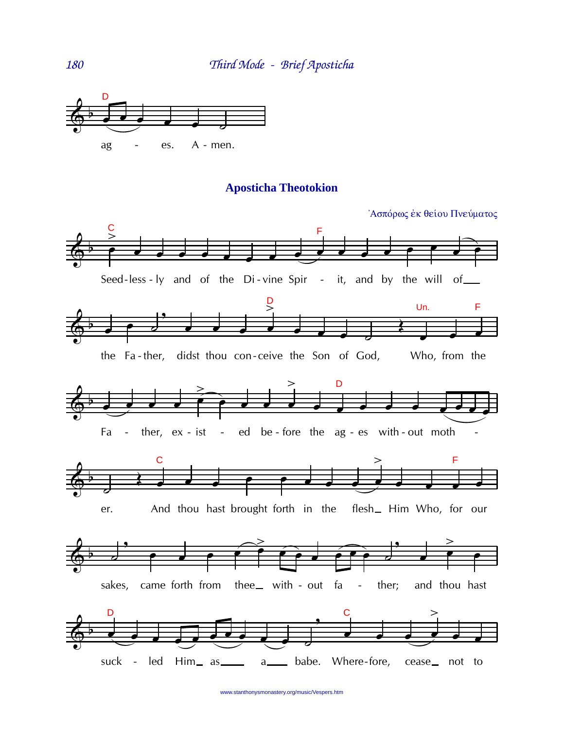ag - es. A - men.

## Aposticha Theotokion

Ἀσπόρως ἐκ θείου Πνεύματος

Seed-less-ly and of the Di-vine Spir - it, and by the will of the Fa-ther, didst thou con-ceive the Son of God, Who, from the Fa - ther, ex - ist - ed be-fore the ag - es with-out moth - er. And thou hast brought forth in the flesh Him Who, for our sakes, came forth from thee with - out fa - ther; and thou hast suck - led Him as a babe. Where-fore, cease not to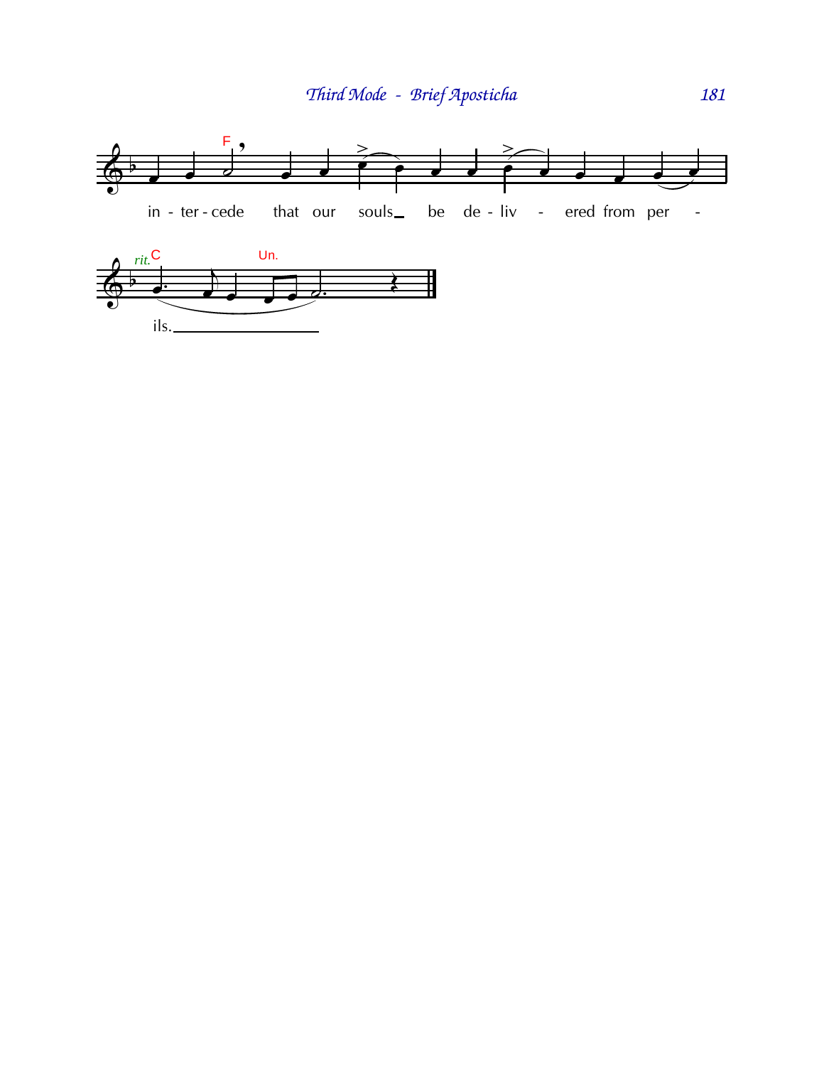in - ter - cede that our souls be de - liv - ered from per -

ils.